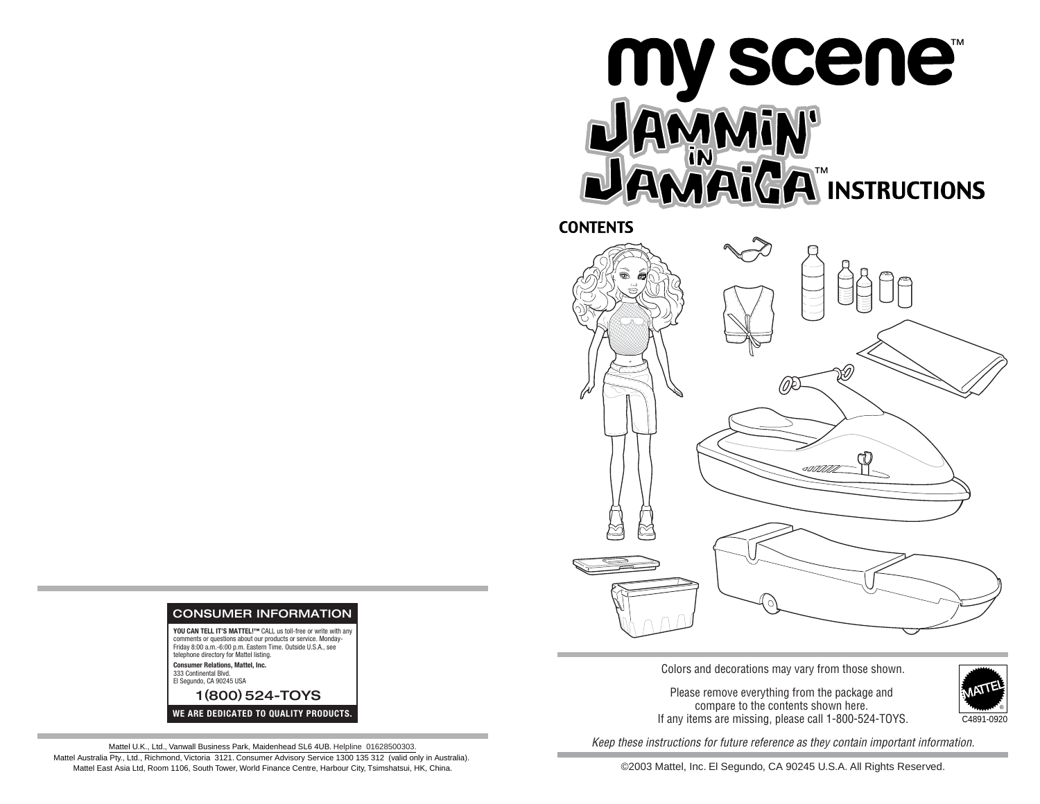# my scene™

# JAMMIN' iN JAMAiCA™ INSTRUCTIONS

## CONTENTS

Colors and decorations may vary from those shown.

Please remove everything from the package and compare to the contents shown here. If any items are missing, please call 1-800-524-TOYS.

C4891-0920

*Keep these instructions for future reference as they contain important information.*

©2003 Mattel, Inc. El Segundo, CA 90245 U.S.A. All Rights Reserved.

## CONSUMER INFORMATION

**YOU CAN TELL IT'S MATTEL!™** CALL us toll-free or write with any comments or questions about our products or service. Monday-Friday 8:00 a.m.-6:00 p.m. Eastern Time. Outside U.S.A., see telephone directory for Mattel listing.

**Consumer Relations, Mattel, Inc.**
333 Continental Blvd.
El Segundo, CA 90245 USA

**1(800) 524-TOYS**

**WE ARE DEDICATED TO QUALITY PRODUCTS.**

Mattel U.K., Ltd., Vanwall Business Park, Maidenhead SL6 4UB. Helpline 01628500303.
Mattel Australia Pty., Ltd., Richmond, Victoria 3121. Consumer Advisory Service 1300 135 312 (valid only in Australia).
Mattel East Asia Ltd, Room 1106, South Tower, World Finance Centre, Harbour City, Tsimshatsui, HK, China.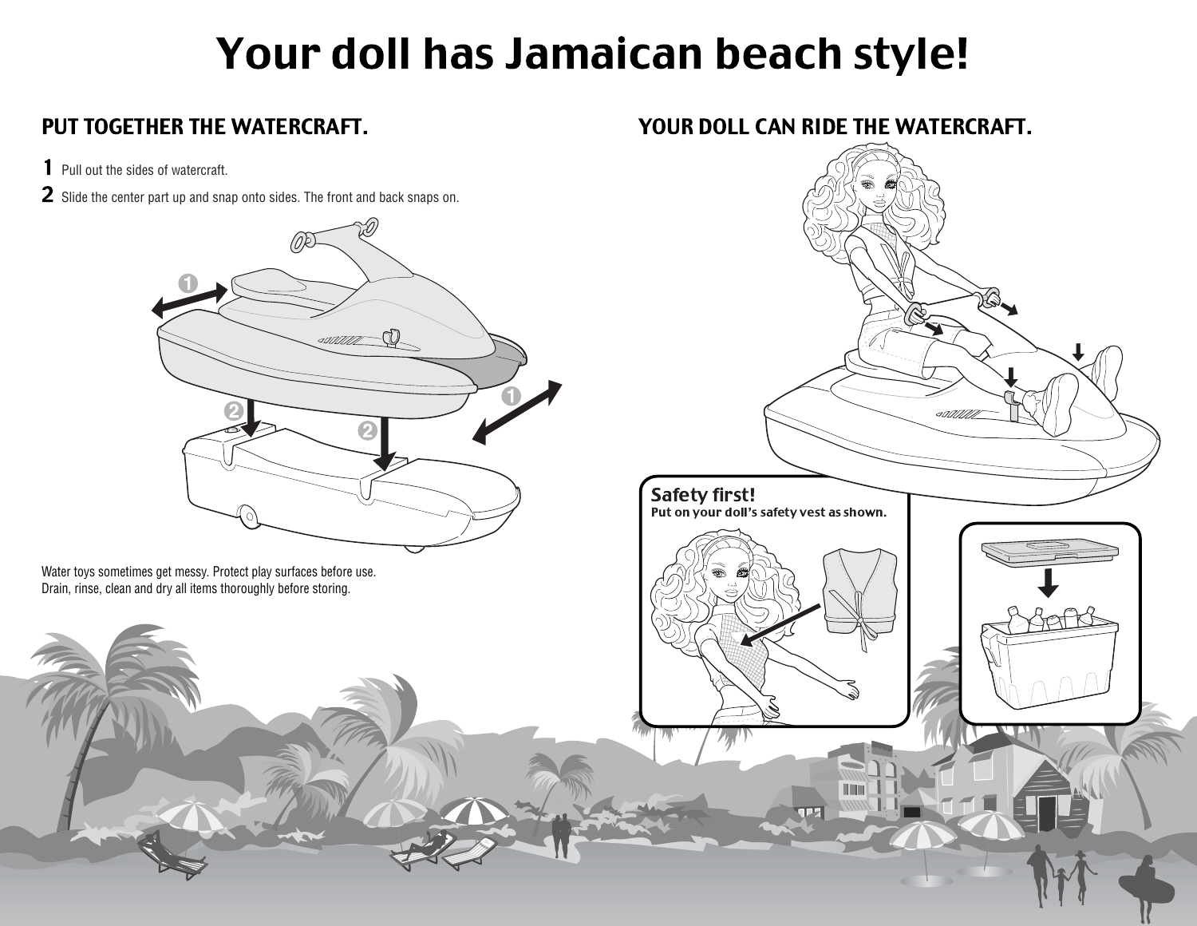# Your doll has Jamaican beach style!

## PUT TOGETHER THE WATERCRAFT.

**1** Pull out the sides of watercraft.

**2** Slide the center part up and snap onto sides. The front and back snaps on.

Water toys sometimes get messy. Protect play surfaces before use.
Drain, rinse, clean and dry all items thoroughly before storing.

## YOUR DOLL CAN RIDE THE WATERCRAFT.

**Safety first!**
**Put on your doll's safety vest as shown.**